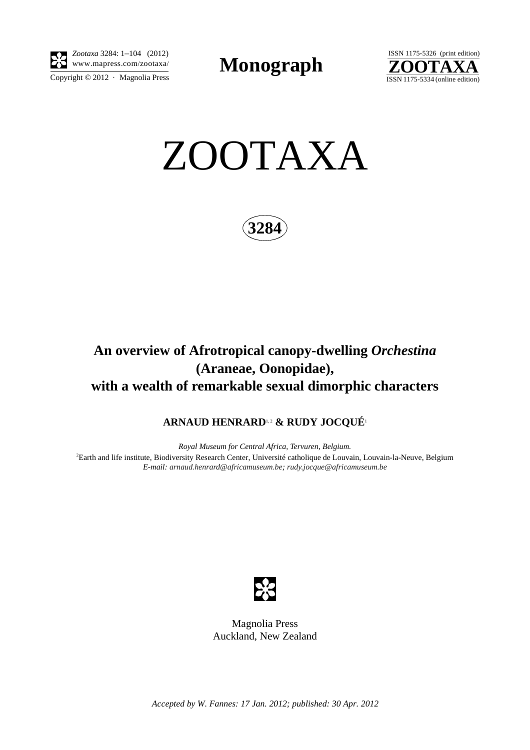**Monograph**

# ZOOTAXA

**3284**

## An overview of Afrotropical canopy-dwelling *Orchestina* (Araneae, Oonopidae), with a wealth of remarkable sexual dimorphic characters

**ARNAUD HENRARD**[1, 2] **& RUDY JOCQUÉ**[1]

*Royal Museum for Central Africa, Tervuren, Belgium.*

[2]Earth and life institute, Biodiversity Research Center, Université catholique de Louvain, Louvain-la-Neuve, Belgium

*E-mail: arnaud.henrard@africamuseum.be; rudy.jocque@africamuseum.be*

Magnolia Press
Auckland, New Zealand

*Accepted by W. Fannes: 17 Jan. 2012; published: 30 Apr. 2012*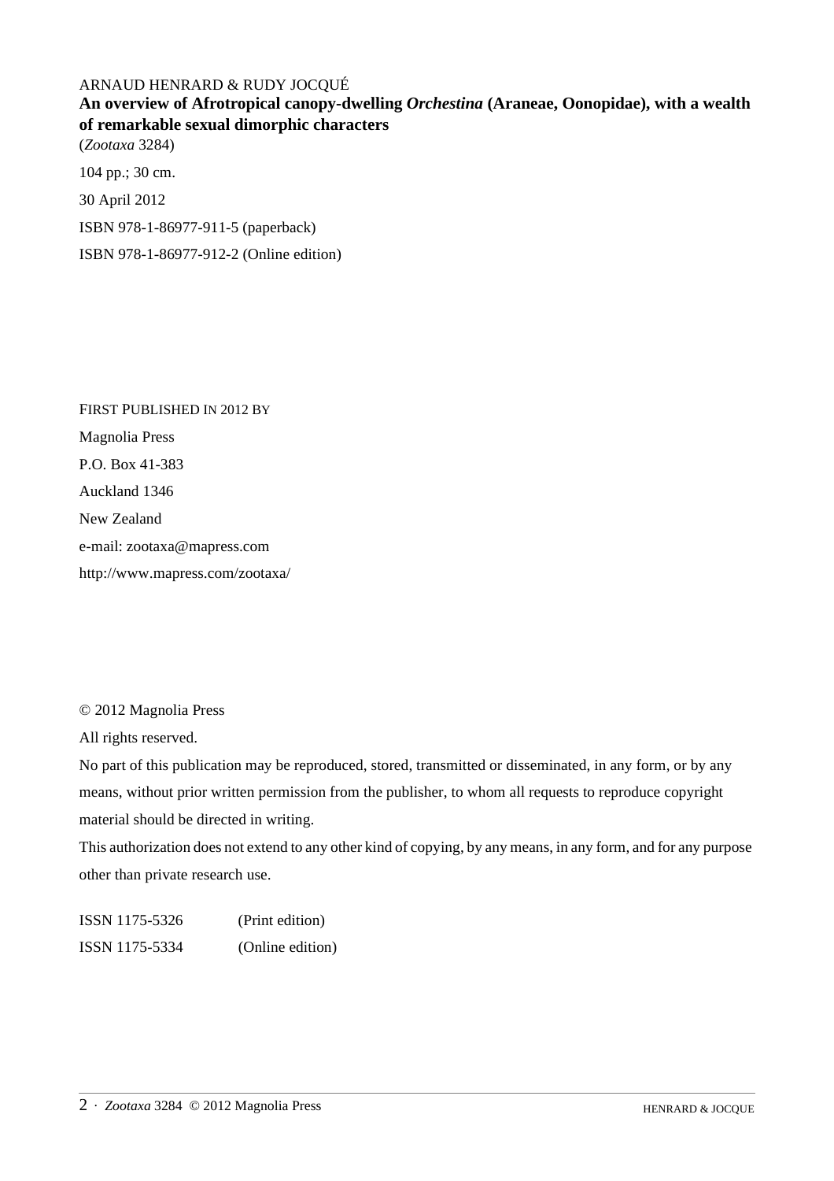ARNAUD HENRARD & RUDY JOCQUÉ

**An overview of Afrotropical canopy-dwelling *Orchestina* (Araneae, Oonopidae), with a wealth of remarkable sexual dimorphic characters**

(*Zootaxa* 3284)

104 pp.; 30 cm.

30 April 2012

ISBN 978-1-86977-911-5 (paperback)

ISBN 978-1-86977-912-2 (Online edition)

FIRST PUBLISHED IN 2012 BY

Magnolia Press

P.O. Box 41-383

Auckland 1346

New Zealand

e-mail: zootaxa@mapress.com

http://www.mapress.com/zootaxa/

© 2012 Magnolia Press

All rights reserved.

No part of this publication may be reproduced, stored, transmitted or disseminated, in any form, or by any means, without prior written permission from the publisher, to whom all requests to reproduce copyright material should be directed in writing.

This authorization does not extend to any other kind of copying, by any means, in any form, and for any purpose other than private research use.

ISSN 1175-5326 (Print edition)

ISSN 1175-5334 (Online edition)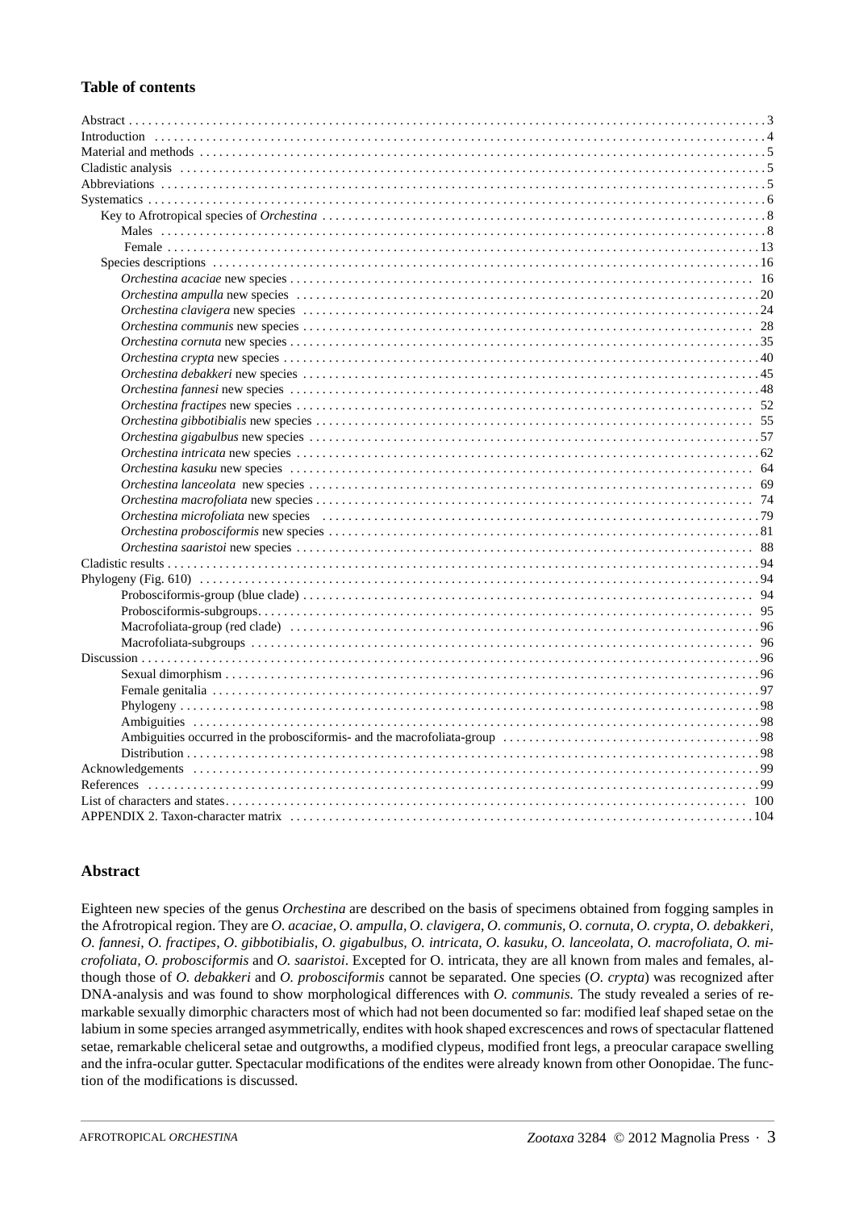## Table of contents

Abstract . . . 3
Introduction . . . 4
Material and methods . . . 5
Cladistic analysis . . . 5
Abbreviations . . . 5
Systematics . . . 6
- Key to Afrotropical species of *Orchestina* . . . 8
  - Males . . . 8
  - Female . . . 13
- Species descriptions . . . 16
  - *Orchestina acaciae* new species . . . 16
  - *Orchestina ampulla* new species . . . 20
  - *Orchestina clavigera* new species . . . 24
  - *Orchestina communis* new species . . . 28
  - *Orchestina cornuta* new species . . . 35
  - *Orchestina crypta* new species . . . 40
  - *Orchestina debakkeri* new species . . . 45
  - *Orchestina fannesi* new species . . . 48
  - *Orchestina fractipes* new species . . . 52
  - *Orchestina gibbotibialis* new species . . . 55
  - *Orchestina gigabulbus* new species . . . 57
  - *Orchestina intricata* new species . . . 62
  - *Orchestina kasuku* new species . . . 64
  - *Orchestina lanceolata* new species . . . 69
  - *Orchestina macrofoliata* new species . . . 74
  - *Orchestina microfoliata* new species . . . 79
  - *Orchestina probosciformis* new species . . . 81
  - *Orchestina saaristoi* new species . . . 88

Cladistic results . . . 94
Phylogeny (Fig. 610) . . . 94
- Probosciformis-group (blue clade) . . . 94
- Probosciformis-subgroups . . . 95
- Macrofoliata-group (red clade) . . . 96
- Macrofoliata-subgroups . . . 96

Discussion . . . 96
- Sexual dimorphism . . . 96
- Female genitalia . . . 97
- Phylogeny . . . 98
- Ambiguities . . . 98
- Ambiguities occurred in the probosciformis- and the macrofoliata-group . . . 98
- Distribution . . . 98

Acknowledgements . . . 99
References . . . 99
List of characters and states . . . 100
APPENDIX 2. Taxon-character matrix . . . 104

## Abstract

Eighteen new species of the genus *Orchestina* are described on the basis of specimens obtained from fogging samples in the Afrotropical region. They are *O. acaciae, O. ampulla, O. clavigera, O. communis, O. cornuta, O. crypta, O. debakkeri, O. fannesi, O. fractipes, O. gibbotibialis, O. gigabulbus, O. intricata, O. kasuku, O. lanceolata, O. macrofoliata, O. microfoliata, O. probosciformis* and *O. saaristoi*. Excepted for O. intricata, they are all known from males and females, although those of *O. debakkeri* and *O. probosciformis* cannot be separated. One species (*O. crypta*) was recognized after DNA-analysis and was found to show morphological differences with *O. communis.* The study revealed a series of remarkable sexually dimorphic characters most of which had not been documented so far: modified leaf shaped setae on the labium in some species arranged asymmetrically, endites with hook shaped excrescences and rows of spectacular flattened setae, remarkable cheliceral setae and outgrowths, a modified clypeus, modified front legs, a preocular carapace swelling and the infra-ocular gutter. Spectacular modifications of the endites were already known from other Oonopidae. The function of the modifications is discussed.